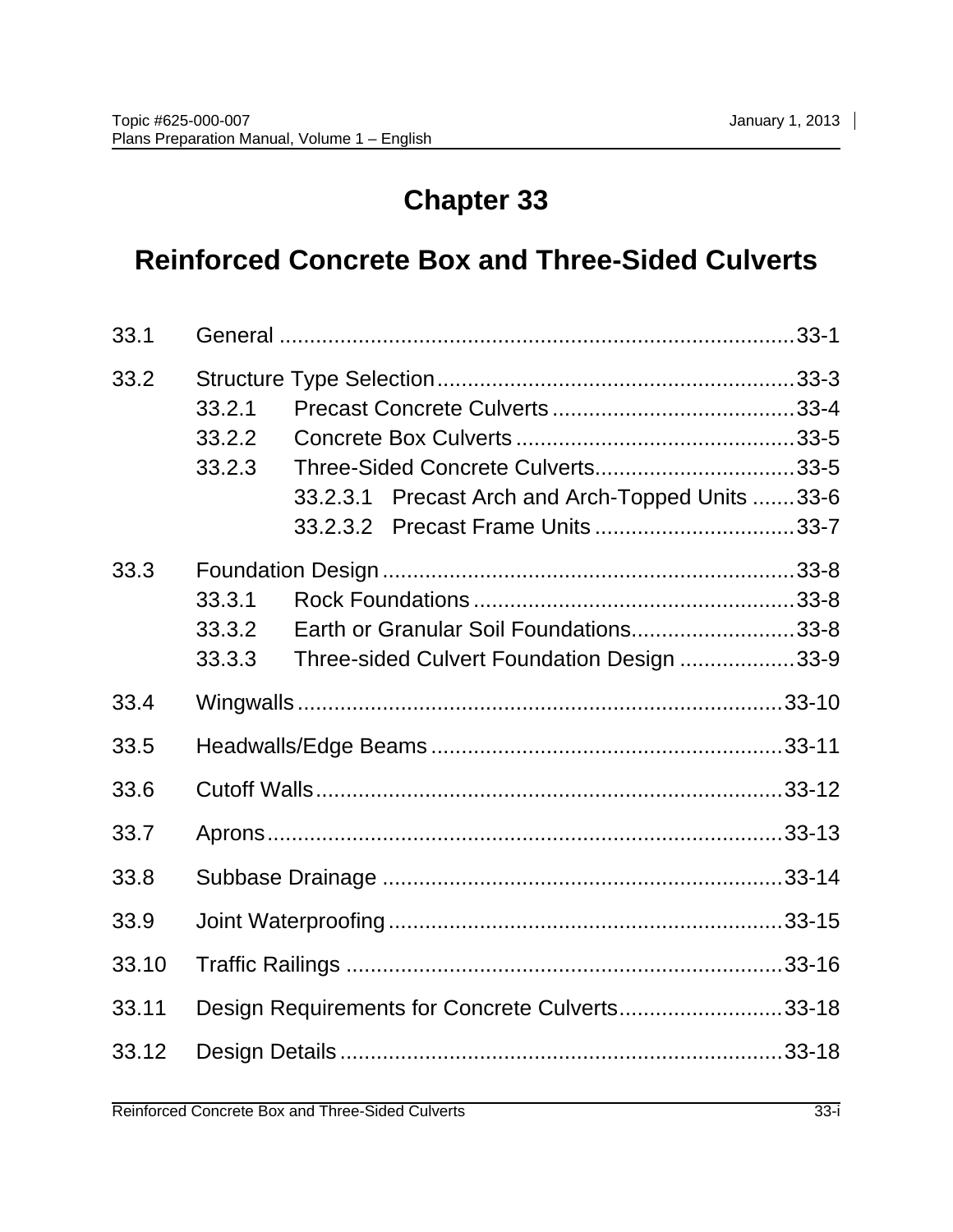# Chapter 33

# Reinforced Concrete Box and Three-Sided Culverts

33.1 General ....................................................................................33-1

33.2 Structure Type Selection..........................................................33-3
- 33.2.1 Precast Concrete Culverts .......................................33-4
- 33.2.2 Concrete Box Culverts .............................................33-5
- 33.2.3 Three-Sided Concrete Culverts................................33-5
  - 33.2.3.1 Precast Arch and Arch-Topped Units .......33-6
  - 33.2.3.2 Precast Frame Units .................................33-7

33.3 Foundation Design ...................................................................33-8
- 33.3.1 Rock Foundations ....................................................33-8
- 33.3.2 Earth or Granular Soil Foundations..........................33-8
- 33.3.3 Three-sided Culvert Foundation Design ..................33-9

33.4 Wingwalls ...............................................................................33-10

33.5 Headwalls/Edge Beams .........................................................33-11

33.6 Cutoff Walls............................................................................33-12

33.7 Aprons....................................................................................33-13

33.8 Subbase Drainage .................................................................33-14

33.9 Joint Waterproofing ................................................................33-15

33.10 Traffic Railings .......................................................................33-16

33.11 Design Requirements for Concrete Culverts..........................33-18

33.12 Design Details ........................................................................33-18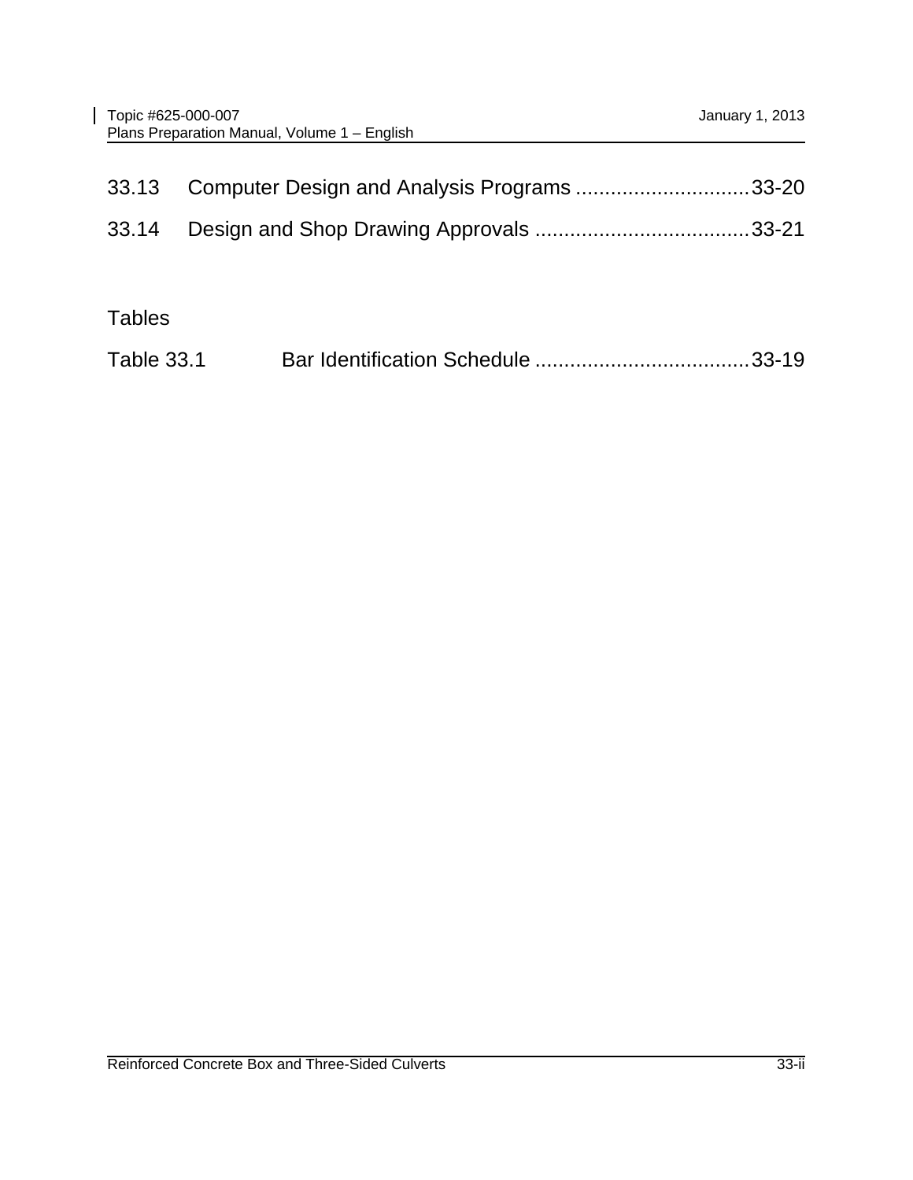33.13 Computer Design and Analysis Programs ..............................33-20

33.14 Design and Shop Drawing Approvals .....................................33-21

Tables

Table 33.1 Bar Identification Schedule .....................................33-19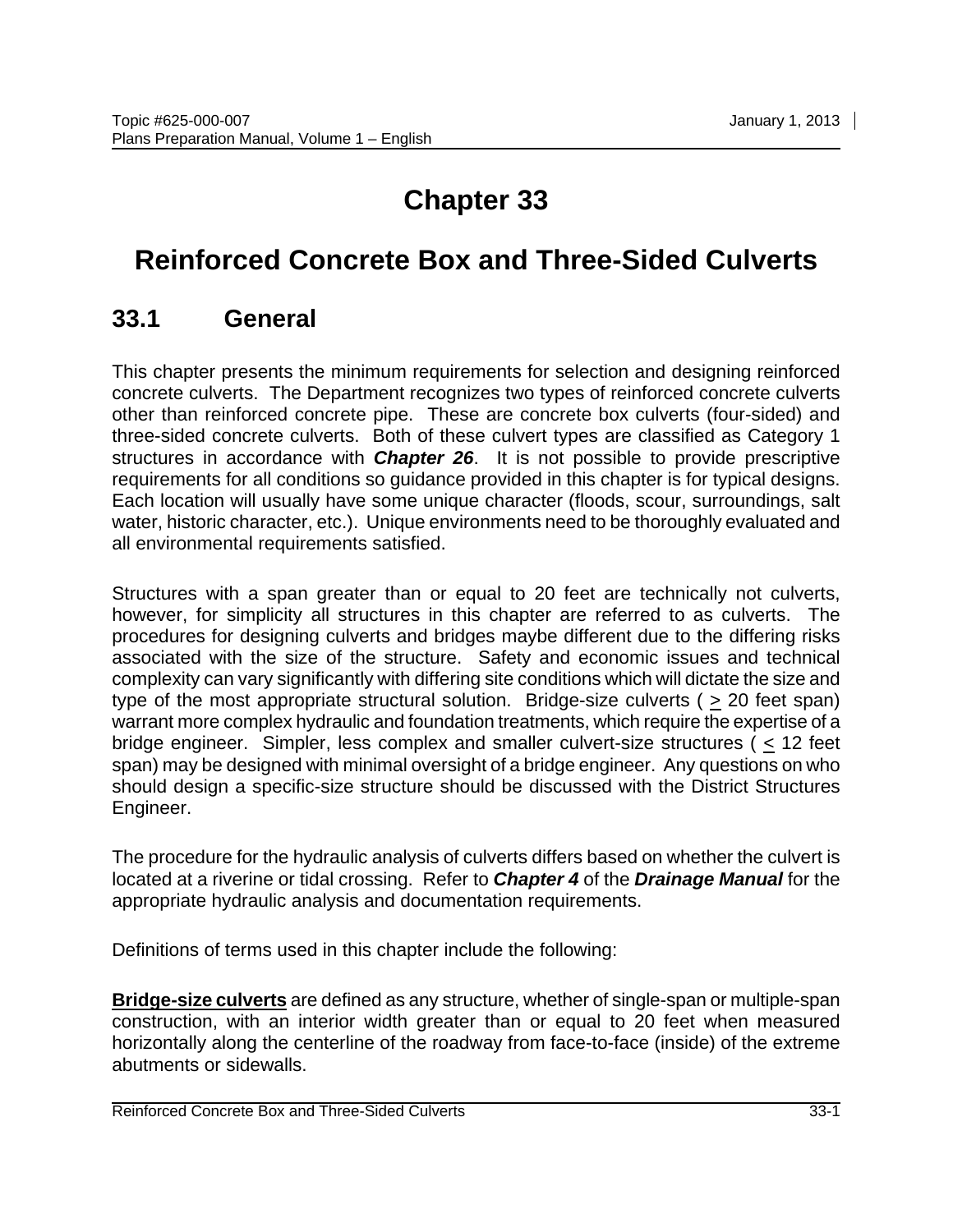# Chapter 33

# Reinforced Concrete Box and Three-Sided Culverts

## 33.1 General

This chapter presents the minimum requirements for selection and designing reinforced concrete culverts. The Department recognizes two types of reinforced concrete culverts other than reinforced concrete pipe. These are concrete box culverts (four-sided) and three-sided concrete culverts. Both of these culvert types are classified as Category 1 structures in accordance with ***Chapter 26***. It is not possible to provide prescriptive requirements for all conditions so guidance provided in this chapter is for typical designs. Each location will usually have some unique character (floods, scour, surroundings, salt water, historic character, etc.). Unique environments need to be thoroughly evaluated and all environmental requirements satisfied.

Structures with a span greater than or equal to 20 feet are technically not culverts, however, for simplicity all structures in this chapter are referred to as culverts. The procedures for designing culverts and bridges maybe different due to the differing risks associated with the size of the structure. Safety and economic issues and technical complexity can vary significantly with differing site conditions which will dictate the size and type of the most appropriate structural solution. Bridge-size culverts ( ≥ 20 feet span) warrant more complex hydraulic and foundation treatments, which require the expertise of a bridge engineer. Simpler, less complex and smaller culvert-size structures ( ≤ 12 feet span) may be designed with minimal oversight of a bridge engineer. Any questions on who should design a specific-size structure should be discussed with the District Structures Engineer.

The procedure for the hydraulic analysis of culverts differs based on whether the culvert is located at a riverine or tidal crossing. Refer to ***Chapter 4*** of the ***Drainage Manual*** for the appropriate hydraulic analysis and documentation requirements.

Definitions of terms used in this chapter include the following:

**Bridge-size culverts** are defined as any structure, whether of single-span or multiple-span construction, with an interior width greater than or equal to 20 feet when measured horizontally along the centerline of the roadway from face-to-face (inside) of the extreme abutments or sidewalls.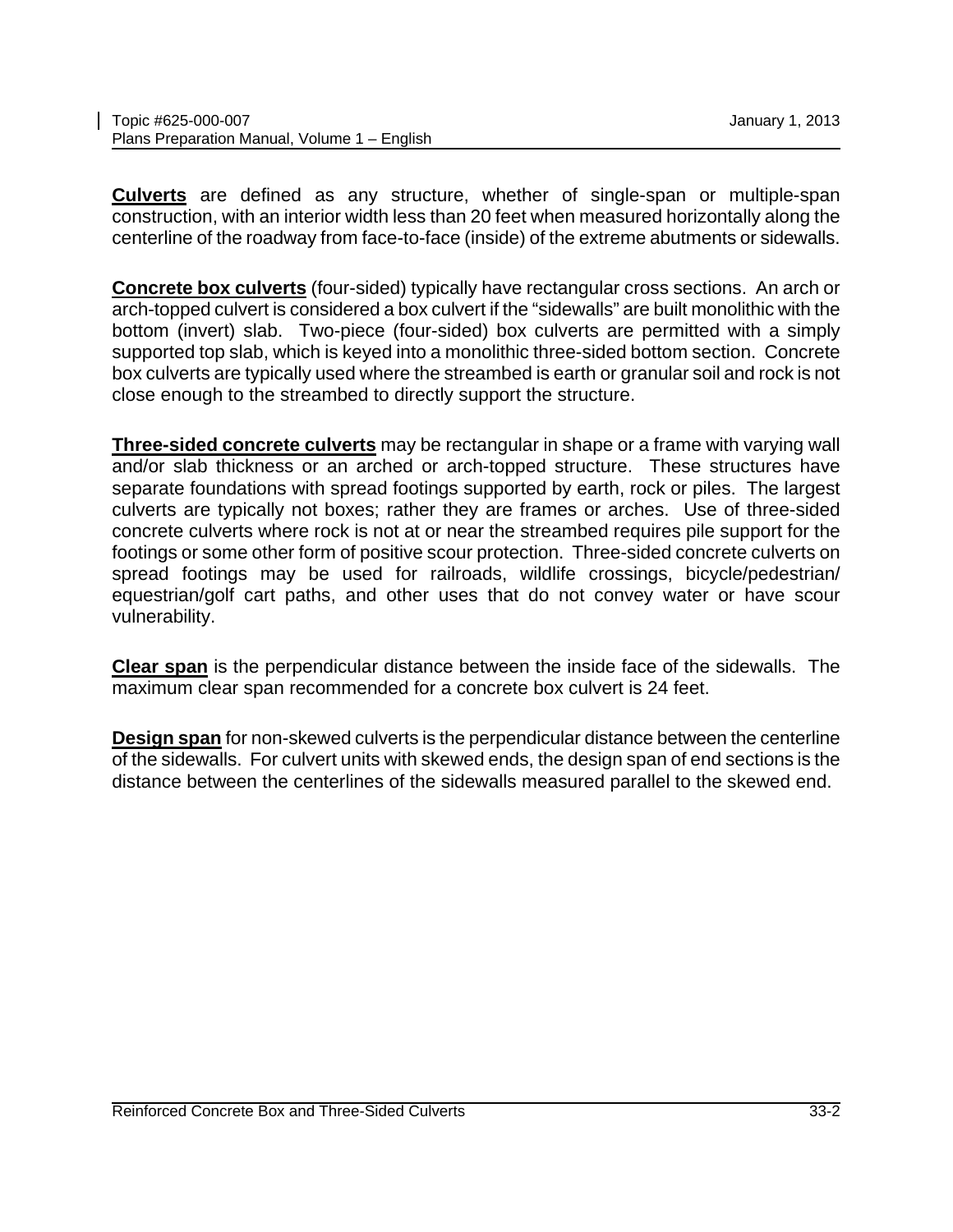**Culverts** are defined as any structure, whether of single-span or multiple-span construction, with an interior width less than 20 feet when measured horizontally along the centerline of the roadway from face-to-face (inside) of the extreme abutments or sidewalls.

**Concrete box culverts** (four-sided) typically have rectangular cross sections. An arch or arch-topped culvert is considered a box culvert if the "sidewalls" are built monolithic with the bottom (invert) slab. Two-piece (four-sided) box culverts are permitted with a simply supported top slab, which is keyed into a monolithic three-sided bottom section. Concrete box culverts are typically used where the streambed is earth or granular soil and rock is not close enough to the streambed to directly support the structure.

**Three-sided concrete culverts** may be rectangular in shape or a frame with varying wall and/or slab thickness or an arched or arch-topped structure. These structures have separate foundations with spread footings supported by earth, rock or piles. The largest culverts are typically not boxes; rather they are frames or arches. Use of three-sided concrete culverts where rock is not at or near the streambed requires pile support for the footings or some other form of positive scour protection. Three-sided concrete culverts on spread footings may be used for railroads, wildlife crossings, bicycle/pedestrian/equestrian/golf cart paths, and other uses that do not convey water or have scour vulnerability.

**Clear span** is the perpendicular distance between the inside face of the sidewalls. The maximum clear span recommended for a concrete box culvert is 24 feet.

**Design span** for non-skewed culverts is the perpendicular distance between the centerline of the sidewalls. For culvert units with skewed ends, the design span of end sections is the distance between the centerlines of the sidewalls measured parallel to the skewed end.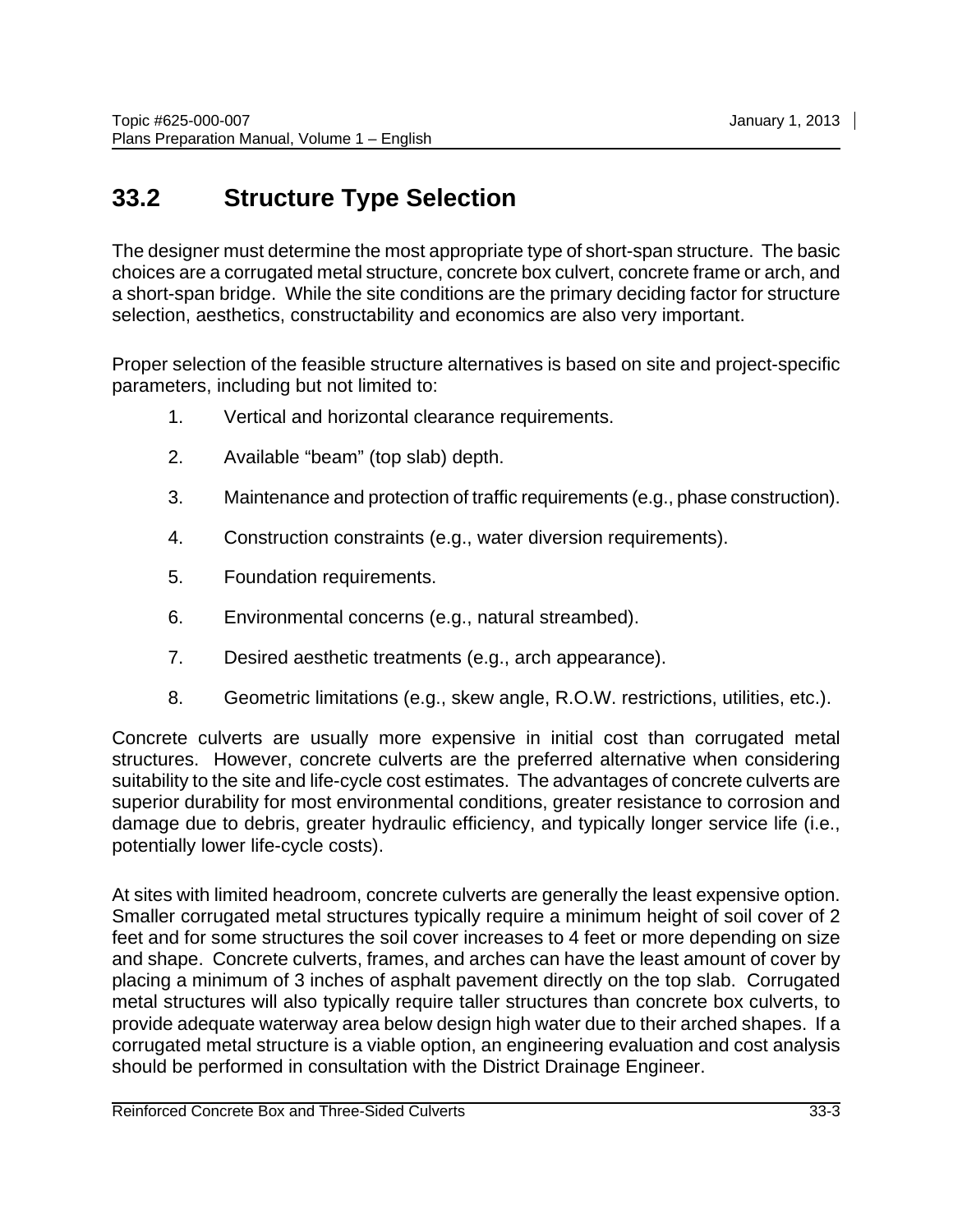## 33.2 Structure Type Selection

The designer must determine the most appropriate type of short-span structure. The basic choices are a corrugated metal structure, concrete box culvert, concrete frame or arch, and a short-span bridge. While the site conditions are the primary deciding factor for structure selection, aesthetics, constructability and economics are also very important.

Proper selection of the feasible structure alternatives is based on site and project-specific parameters, including but not limited to:

1. Vertical and horizontal clearance requirements.
2. Available "beam" (top slab) depth.
3. Maintenance and protection of traffic requirements (e.g., phase construction).
4. Construction constraints (e.g., water diversion requirements).
5. Foundation requirements.
6. Environmental concerns (e.g., natural streambed).
7. Desired aesthetic treatments (e.g., arch appearance).
8. Geometric limitations (e.g., skew angle, R.O.W. restrictions, utilities, etc.).

Concrete culverts are usually more expensive in initial cost than corrugated metal structures. However, concrete culverts are the preferred alternative when considering suitability to the site and life-cycle cost estimates. The advantages of concrete culverts are superior durability for most environmental conditions, greater resistance to corrosion and damage due to debris, greater hydraulic efficiency, and typically longer service life (i.e., potentially lower life-cycle costs).

At sites with limited headroom, concrete culverts are generally the least expensive option. Smaller corrugated metal structures typically require a minimum height of soil cover of 2 feet and for some structures the soil cover increases to 4 feet or more depending on size and shape. Concrete culverts, frames, and arches can have the least amount of cover by placing a minimum of 3 inches of asphalt pavement directly on the top slab. Corrugated metal structures will also typically require taller structures than concrete box culverts, to provide adequate waterway area below design high water due to their arched shapes. If a corrugated metal structure is a viable option, an engineering evaluation and cost analysis should be performed in consultation with the District Drainage Engineer.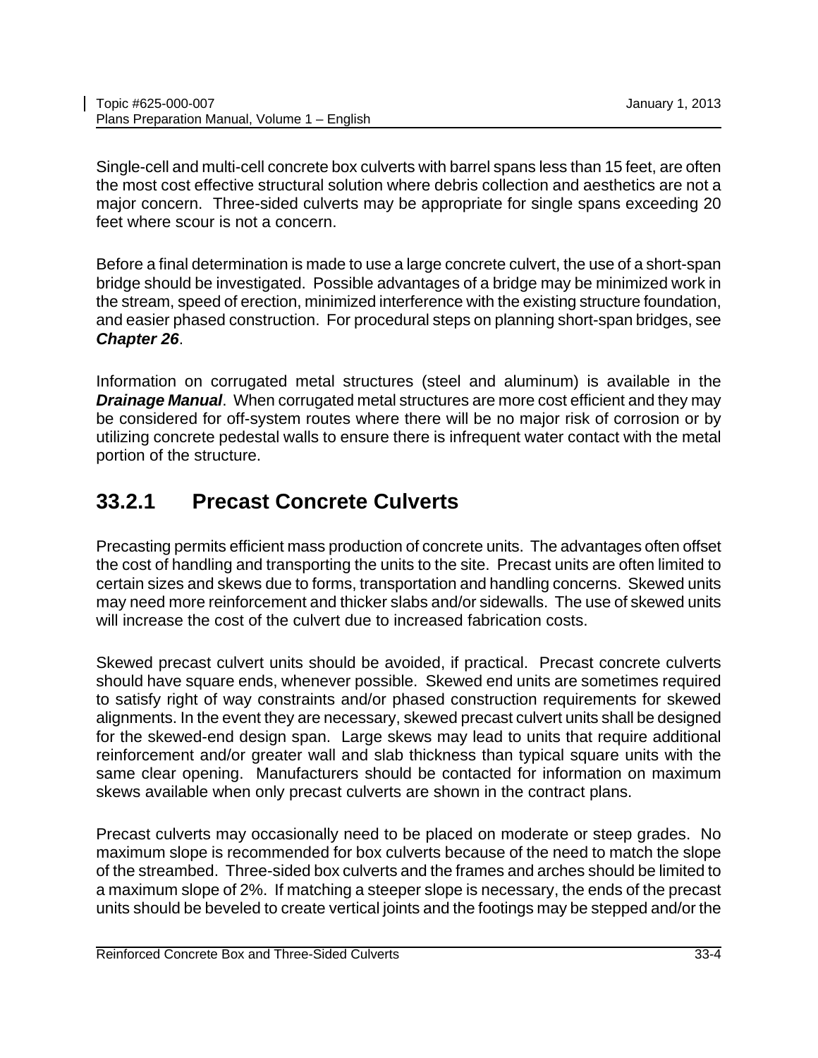Single-cell and multi-cell concrete box culverts with barrel spans less than 15 feet, are often the most cost effective structural solution where debris collection and aesthetics are not a major concern. Three-sided culverts may be appropriate for single spans exceeding 20 feet where scour is not a concern.

Before a final determination is made to use a large concrete culvert, the use of a short-span bridge should be investigated. Possible advantages of a bridge may be minimized work in the stream, speed of erection, minimized interference with the existing structure foundation, and easier phased construction. For procedural steps on planning short-span bridges, see ***Chapter 26***.

Information on corrugated metal structures (steel and aluminum) is available in the ***Drainage Manual***. When corrugated metal structures are more cost efficient and they may be considered for off-system routes where there will be no major risk of corrosion or by utilizing concrete pedestal walls to ensure there is infrequent water contact with the metal portion of the structure.

## 33.2.1 Precast Concrete Culverts

Precasting permits efficient mass production of concrete units. The advantages often offset the cost of handling and transporting the units to the site. Precast units are often limited to certain sizes and skews due to forms, transportation and handling concerns. Skewed units may need more reinforcement and thicker slabs and/or sidewalls. The use of skewed units will increase the cost of the culvert due to increased fabrication costs.

Skewed precast culvert units should be avoided, if practical. Precast concrete culverts should have square ends, whenever possible. Skewed end units are sometimes required to satisfy right of way constraints and/or phased construction requirements for skewed alignments. In the event they are necessary, skewed precast culvert units shall be designed for the skewed-end design span. Large skews may lead to units that require additional reinforcement and/or greater wall and slab thickness than typical square units with the same clear opening. Manufacturers should be contacted for information on maximum skews available when only precast culverts are shown in the contract plans.

Precast culverts may occasionally need to be placed on moderate or steep grades. No maximum slope is recommended for box culverts because of the need to match the slope of the streambed. Three-sided box culverts and the frames and arches should be limited to a maximum slope of 2%. If matching a steeper slope is necessary, the ends of the precast units should be beveled to create vertical joints and the footings may be stepped and/or the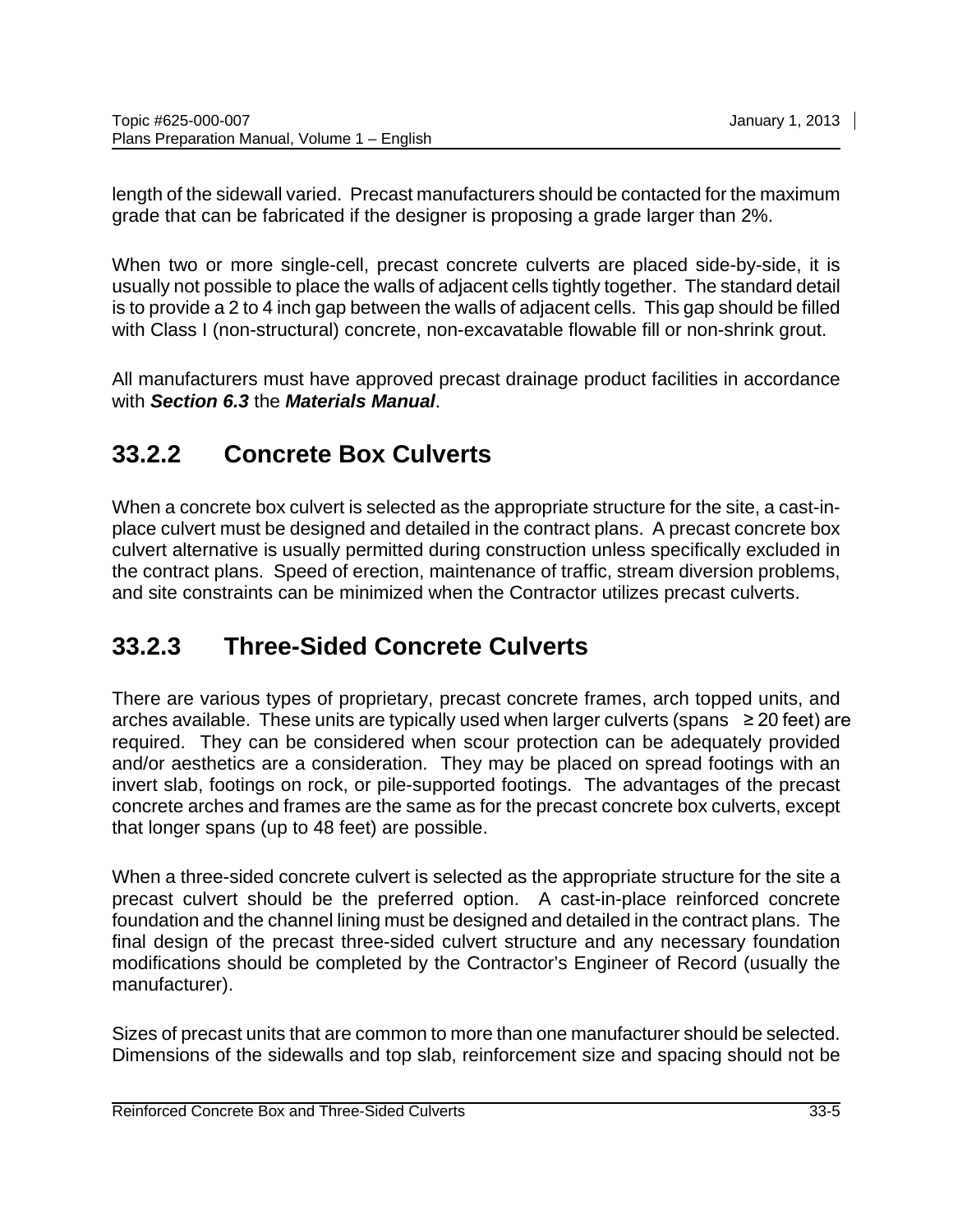length of the sidewall varied. Precast manufacturers should be contacted for the maximum grade that can be fabricated if the designer is proposing a grade larger than 2%.

When two or more single-cell, precast concrete culverts are placed side-by-side, it is usually not possible to place the walls of adjacent cells tightly together. The standard detail is to provide a 2 to 4 inch gap between the walls of adjacent cells. This gap should be filled with Class I (non-structural) concrete, non-excavatable flowable fill or non-shrink grout.

All manufacturers must have approved precast drainage product facilities in accordance with ***Section 6.3*** the ***Materials Manual***.

## 33.2.2 Concrete Box Culverts

When a concrete box culvert is selected as the appropriate structure for the site, a cast-in-place culvert must be designed and detailed in the contract plans. A precast concrete box culvert alternative is usually permitted during construction unless specifically excluded in the contract plans. Speed of erection, maintenance of traffic, stream diversion problems, and site constraints can be minimized when the Contractor utilizes precast culverts.

## 33.2.3 Three-Sided Concrete Culverts

There are various types of proprietary, precast concrete frames, arch topped units, and arches available. These units are typically used when larger culverts (spans $\geq$ 20 feet) are required. They can be considered when scour protection can be adequately provided and/or aesthetics are a consideration. They may be placed on spread footings with an invert slab, footings on rock, or pile-supported footings. The advantages of the precast concrete arches and frames are the same as for the precast concrete box culverts, except that longer spans (up to 48 feet) are possible.

When a three-sided concrete culvert is selected as the appropriate structure for the site a precast culvert should be the preferred option. A cast-in-place reinforced concrete foundation and the channel lining must be designed and detailed in the contract plans. The final design of the precast three-sided culvert structure and any necessary foundation modifications should be completed by the Contractor's Engineer of Record (usually the manufacturer).

Sizes of precast units that are common to more than one manufacturer should be selected. Dimensions of the sidewalls and top slab, reinforcement size and spacing should not be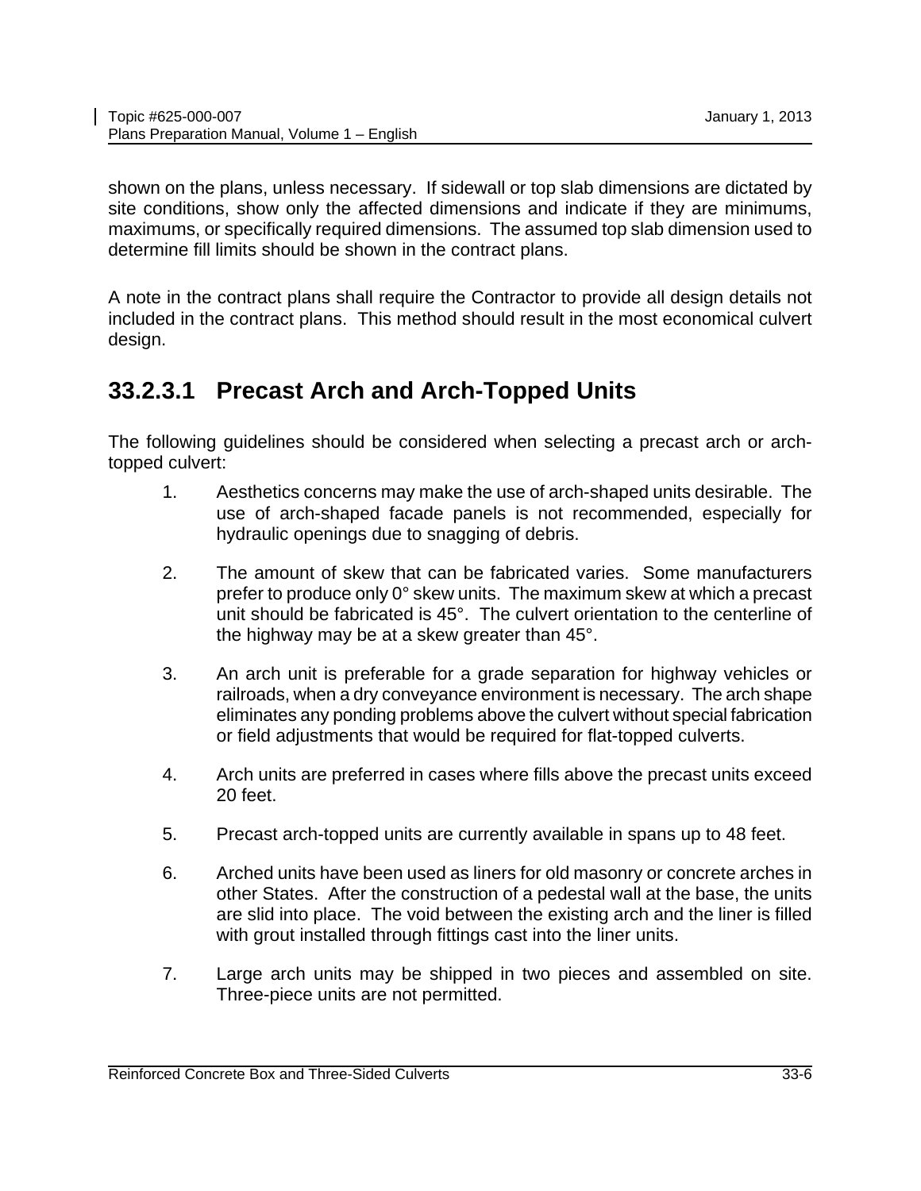shown on the plans, unless necessary. If sidewall or top slab dimensions are dictated by site conditions, show only the affected dimensions and indicate if they are minimums, maximums, or specifically required dimensions. The assumed top slab dimension used to determine fill limits should be shown in the contract plans.

A note in the contract plans shall require the Contractor to provide all design details not included in the contract plans. This method should result in the most economical culvert design.

## 33.2.3.1 Precast Arch and Arch-Topped Units

The following guidelines should be considered when selecting a precast arch or arch-topped culvert:

1. Aesthetics concerns may make the use of arch-shaped units desirable. The use of arch-shaped facade panels is not recommended, especially for hydraulic openings due to snagging of debris.

2. The amount of skew that can be fabricated varies. Some manufacturers prefer to produce only 0° skew units. The maximum skew at which a precast unit should be fabricated is 45°. The culvert orientation to the centerline of the highway may be at a skew greater than 45°.

3. An arch unit is preferable for a grade separation for highway vehicles or railroads, when a dry conveyance environment is necessary. The arch shape eliminates any ponding problems above the culvert without special fabrication or field adjustments that would be required for flat-topped culverts.

4. Arch units are preferred in cases where fills above the precast units exceed 20 feet.

5. Precast arch-topped units are currently available in spans up to 48 feet.

6. Arched units have been used as liners for old masonry or concrete arches in other States. After the construction of a pedestal wall at the base, the units are slid into place. The void between the existing arch and the liner is filled with grout installed through fittings cast into the liner units.

7. Large arch units may be shipped in two pieces and assembled on site. Three-piece units are not permitted.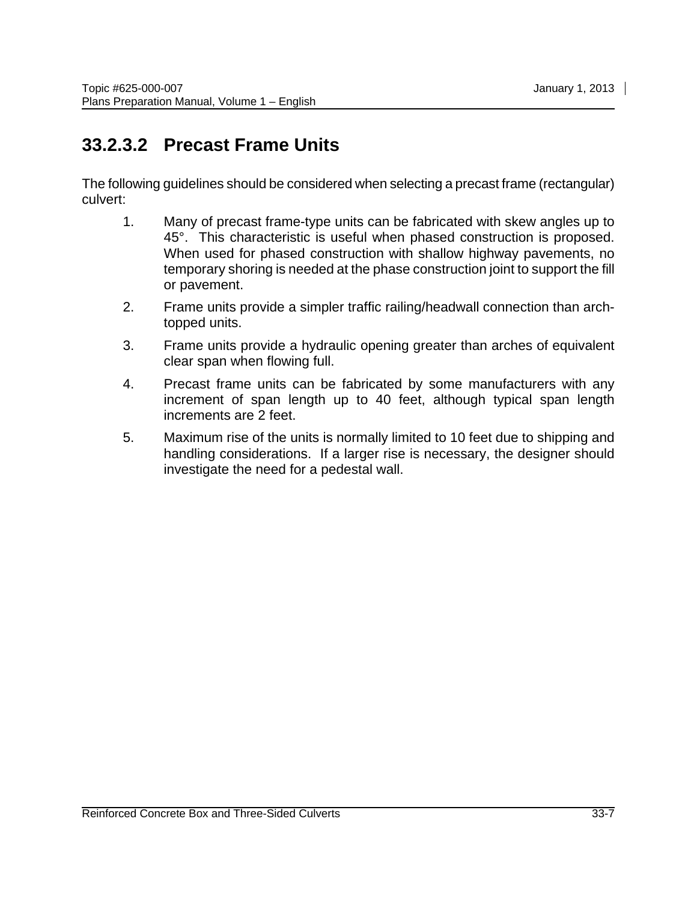### 33.2.3.2 Precast Frame Units

The following guidelines should be considered when selecting a precast frame (rectangular) culvert:

1. Many of precast frame-type units can be fabricated with skew angles up to 45°. This characteristic is useful when phased construction is proposed. When used for phased construction with shallow highway pavements, no temporary shoring is needed at the phase construction joint to support the fill or pavement.
2. Frame units provide a simpler traffic railing/headwall connection than arch-topped units.
3. Frame units provide a hydraulic opening greater than arches of equivalent clear span when flowing full.
4. Precast frame units can be fabricated by some manufacturers with any increment of span length up to 40 feet, although typical span length increments are 2 feet.
5. Maximum rise of the units is normally limited to 10 feet due to shipping and handling considerations. If a larger rise is necessary, the designer should investigate the need for a pedestal wall.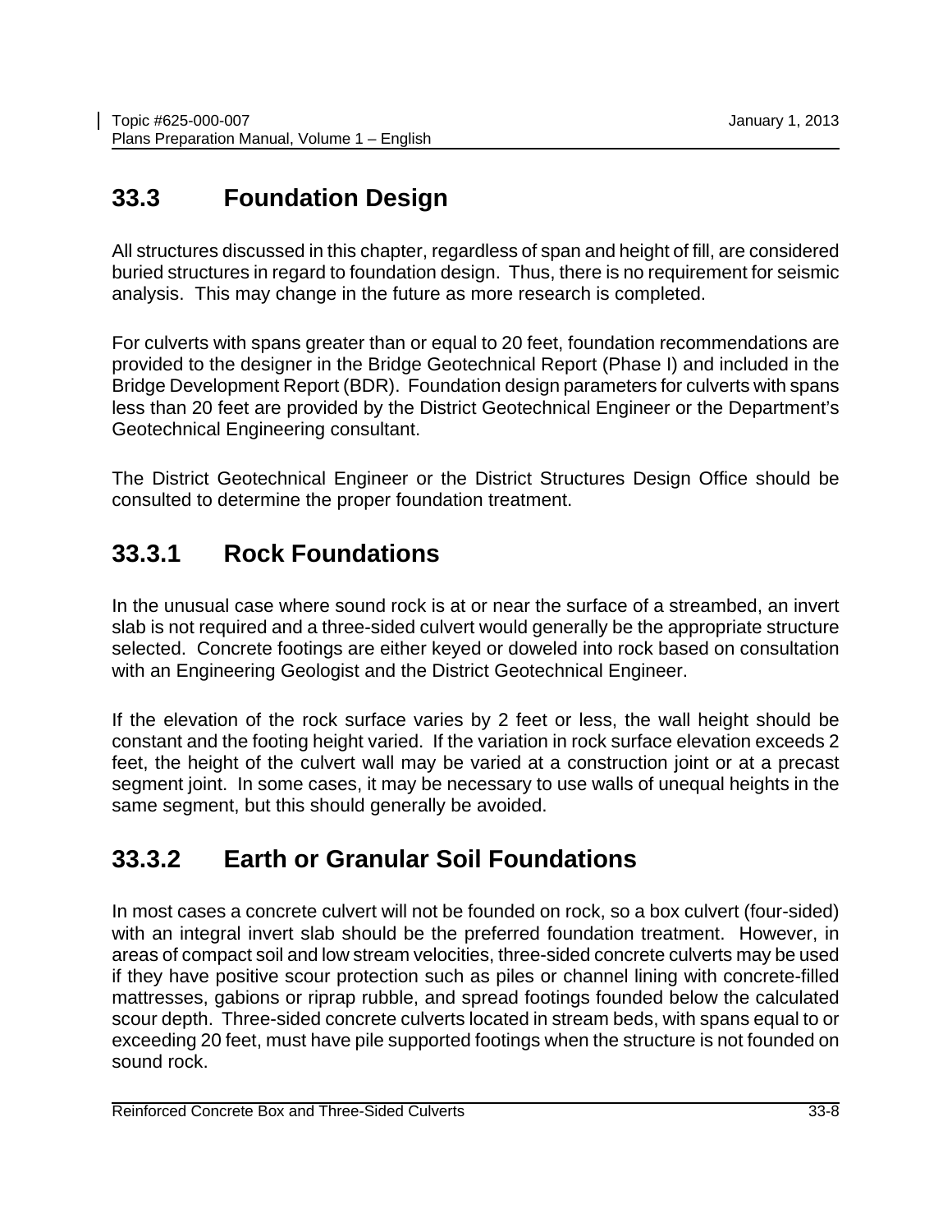## 33.3 Foundation Design

All structures discussed in this chapter, regardless of span and height of fill, are considered buried structures in regard to foundation design. Thus, there is no requirement for seismic analysis. This may change in the future as more research is completed.

For culverts with spans greater than or equal to 20 feet, foundation recommendations are provided to the designer in the Bridge Geotechnical Report (Phase I) and included in the Bridge Development Report (BDR). Foundation design parameters for culverts with spans less than 20 feet are provided by the District Geotechnical Engineer or the Department's Geotechnical Engineering consultant.

The District Geotechnical Engineer or the District Structures Design Office should be consulted to determine the proper foundation treatment.

### 33.3.1 Rock Foundations

In the unusual case where sound rock is at or near the surface of a streambed, an invert slab is not required and a three-sided culvert would generally be the appropriate structure selected. Concrete footings are either keyed or doweled into rock based on consultation with an Engineering Geologist and the District Geotechnical Engineer.

If the elevation of the rock surface varies by 2 feet or less, the wall height should be constant and the footing height varied. If the variation in rock surface elevation exceeds 2 feet, the height of the culvert wall may be varied at a construction joint or at a precast segment joint. In some cases, it may be necessary to use walls of unequal heights in the same segment, but this should generally be avoided.

### 33.3.2 Earth or Granular Soil Foundations

In most cases a concrete culvert will not be founded on rock, so a box culvert (four-sided) with an integral invert slab should be the preferred foundation treatment. However, in areas of compact soil and low stream velocities, three-sided concrete culverts may be used if they have positive scour protection such as piles or channel lining with concrete-filled mattresses, gabions or riprap rubble, and spread footings founded below the calculated scour depth. Three-sided concrete culverts located in stream beds, with spans equal to or exceeding 20 feet, must have pile supported footings when the structure is not founded on sound rock.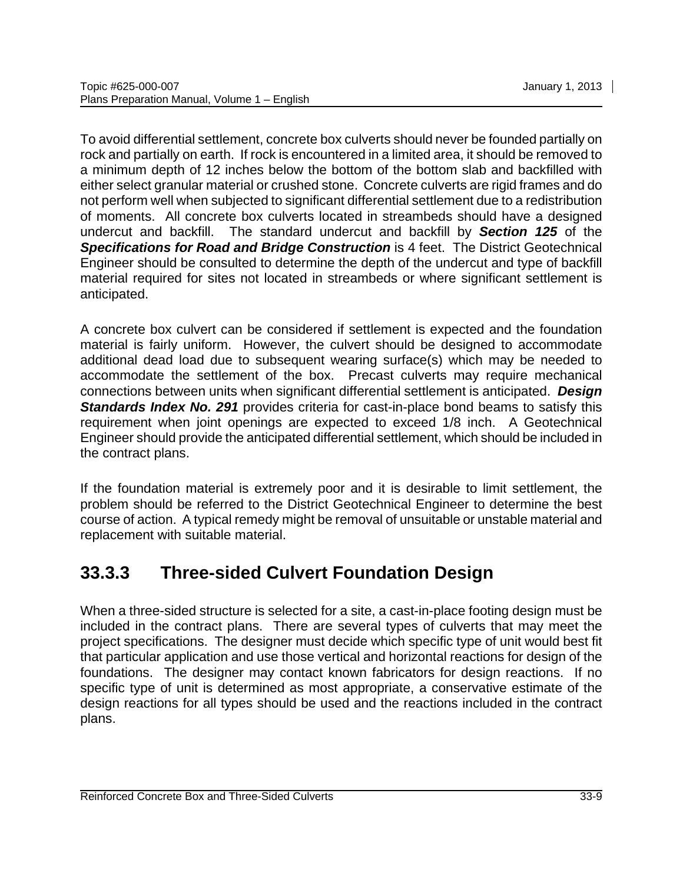To avoid differential settlement, concrete box culverts should never be founded partially on rock and partially on earth. If rock is encountered in a limited area, it should be removed to a minimum depth of 12 inches below the bottom of the bottom slab and backfilled with either select granular material or crushed stone. Concrete culverts are rigid frames and do not perform well when subjected to significant differential settlement due to a redistribution of moments. All concrete box culverts located in streambeds should have a designed undercut and backfill. The standard undercut and backfill by ***Section 125*** of the ***Specifications for Road and Bridge Construction*** is 4 feet. The District Geotechnical Engineer should be consulted to determine the depth of the undercut and type of backfill material required for sites not located in streambeds or where significant settlement is anticipated.

A concrete box culvert can be considered if settlement is expected and the foundation material is fairly uniform. However, the culvert should be designed to accommodate additional dead load due to subsequent wearing surface(s) which may be needed to accommodate the settlement of the box. Precast culverts may require mechanical connections between units when significant differential settlement is anticipated. ***Design Standards Index No. 291*** provides criteria for cast-in-place bond beams to satisfy this requirement when joint openings are expected to exceed 1/8 inch. A Geotechnical Engineer should provide the anticipated differential settlement, which should be included in the contract plans.

If the foundation material is extremely poor and it is desirable to limit settlement, the problem should be referred to the District Geotechnical Engineer to determine the best course of action. A typical remedy might be removal of unsuitable or unstable material and replacement with suitable material.

## 33.3.3 Three-sided Culvert Foundation Design

When a three-sided structure is selected for a site, a cast-in-place footing design must be included in the contract plans. There are several types of culverts that may meet the project specifications. The designer must decide which specific type of unit would best fit that particular application and use those vertical and horizontal reactions for design of the foundations. The designer may contact known fabricators for design reactions. If no specific type of unit is determined as most appropriate, a conservative estimate of the design reactions for all types should be used and the reactions included in the contract plans.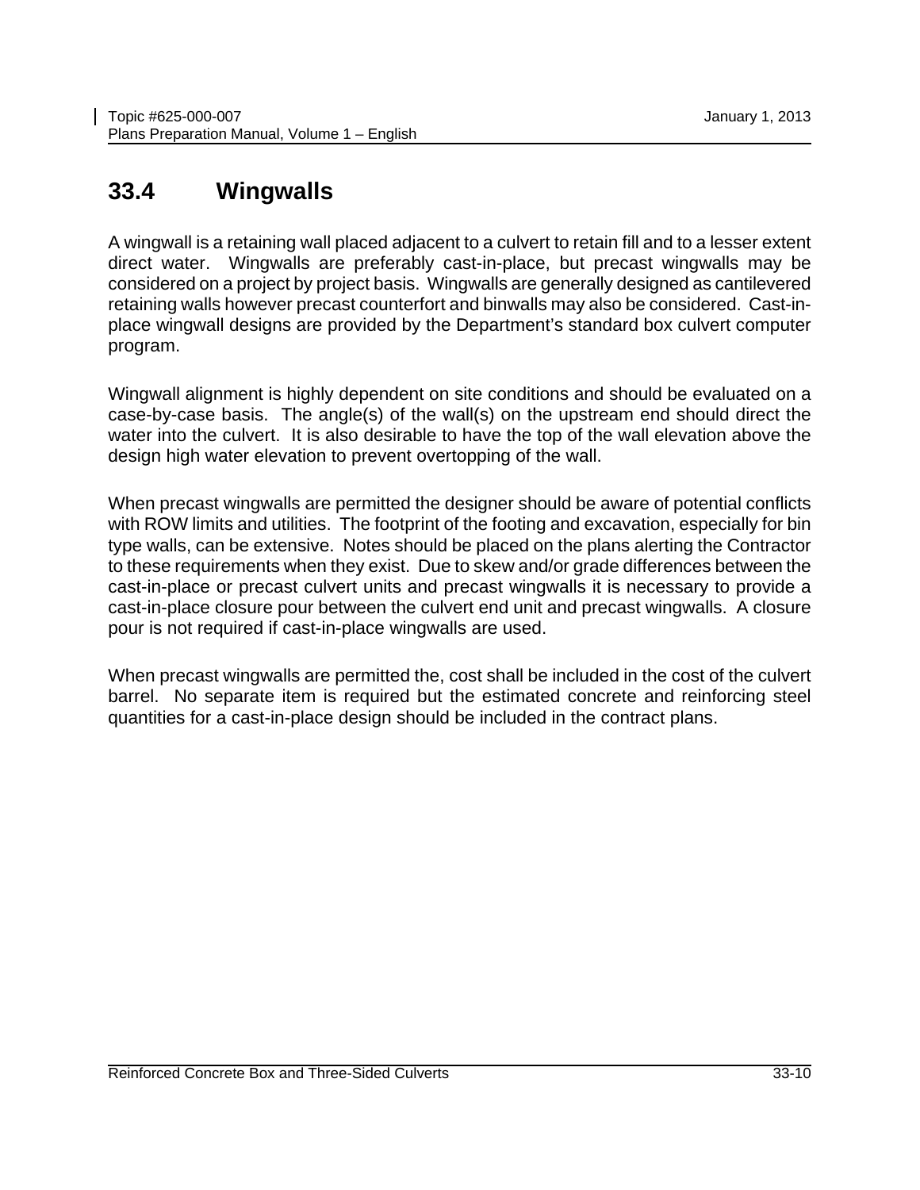## 33.4 Wingwalls

A wingwall is a retaining wall placed adjacent to a culvert to retain fill and to a lesser extent direct water. Wingwalls are preferably cast-in-place, but precast wingwalls may be considered on a project by project basis. Wingwalls are generally designed as cantilevered retaining walls however precast counterfort and binwalls may also be considered. Cast-in-place wingwall designs are provided by the Department's standard box culvert computer program.

Wingwall alignment is highly dependent on site conditions and should be evaluated on a case-by-case basis. The angle(s) of the wall(s) on the upstream end should direct the water into the culvert. It is also desirable to have the top of the wall elevation above the design high water elevation to prevent overtopping of the wall.

When precast wingwalls are permitted the designer should be aware of potential conflicts with ROW limits and utilities. The footprint of the footing and excavation, especially for bin type walls, can be extensive. Notes should be placed on the plans alerting the Contractor to these requirements when they exist. Due to skew and/or grade differences between the cast-in-place or precast culvert units and precast wingwalls it is necessary to provide a cast-in-place closure pour between the culvert end unit and precast wingwalls. A closure pour is not required if cast-in-place wingwalls are used.

When precast wingwalls are permitted the, cost shall be included in the cost of the culvert barrel. No separate item is required but the estimated concrete and reinforcing steel quantities for a cast-in-place design should be included in the contract plans.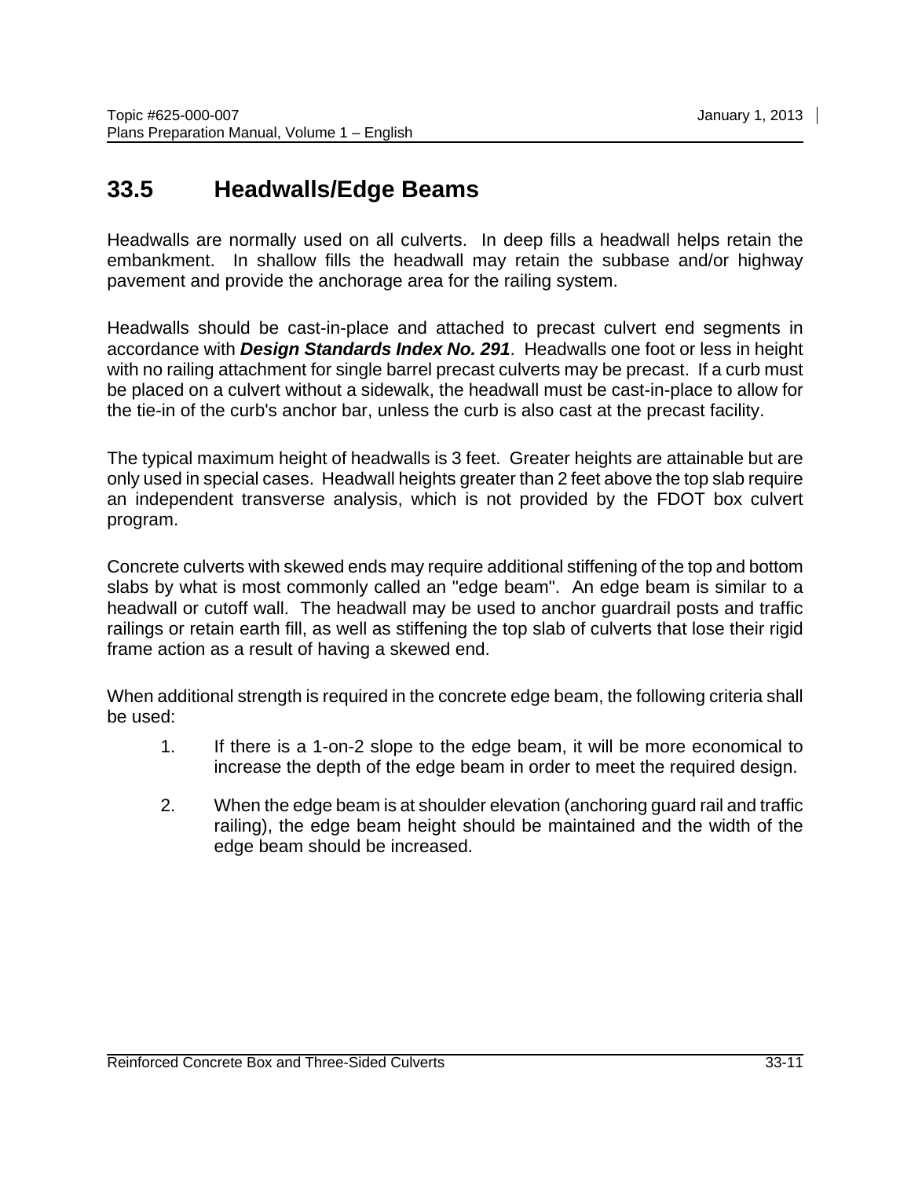## 33.5 Headwalls/Edge Beams

Headwalls are normally used on all culverts. In deep fills a headwall helps retain the embankment. In shallow fills the headwall may retain the subbase and/or highway pavement and provide the anchorage area for the railing system.

Headwalls should be cast-in-place and attached to precast culvert end segments in accordance with ***Design Standards Index No. 291***. Headwalls one foot or less in height with no railing attachment for single barrel precast culverts may be precast. If a curb must be placed on a culvert without a sidewalk, the headwall must be cast-in-place to allow for the tie-in of the curb's anchor bar, unless the curb is also cast at the precast facility.

The typical maximum height of headwalls is 3 feet. Greater heights are attainable but are only used in special cases. Headwall heights greater than 2 feet above the top slab require an independent transverse analysis, which is not provided by the FDOT box culvert program.

Concrete culverts with skewed ends may require additional stiffening of the top and bottom slabs by what is most commonly called an "edge beam". An edge beam is similar to a headwall or cutoff wall. The headwall may be used to anchor guardrail posts and traffic railings or retain earth fill, as well as stiffening the top slab of culverts that lose their rigid frame action as a result of having a skewed end.

When additional strength is required in the concrete edge beam, the following criteria shall be used:

1. If there is a 1-on-2 slope to the edge beam, it will be more economical to increase the depth of the edge beam in order to meet the required design.

2. When the edge beam is at shoulder elevation (anchoring guard rail and traffic railing), the edge beam height should be maintained and the width of the edge beam should be increased.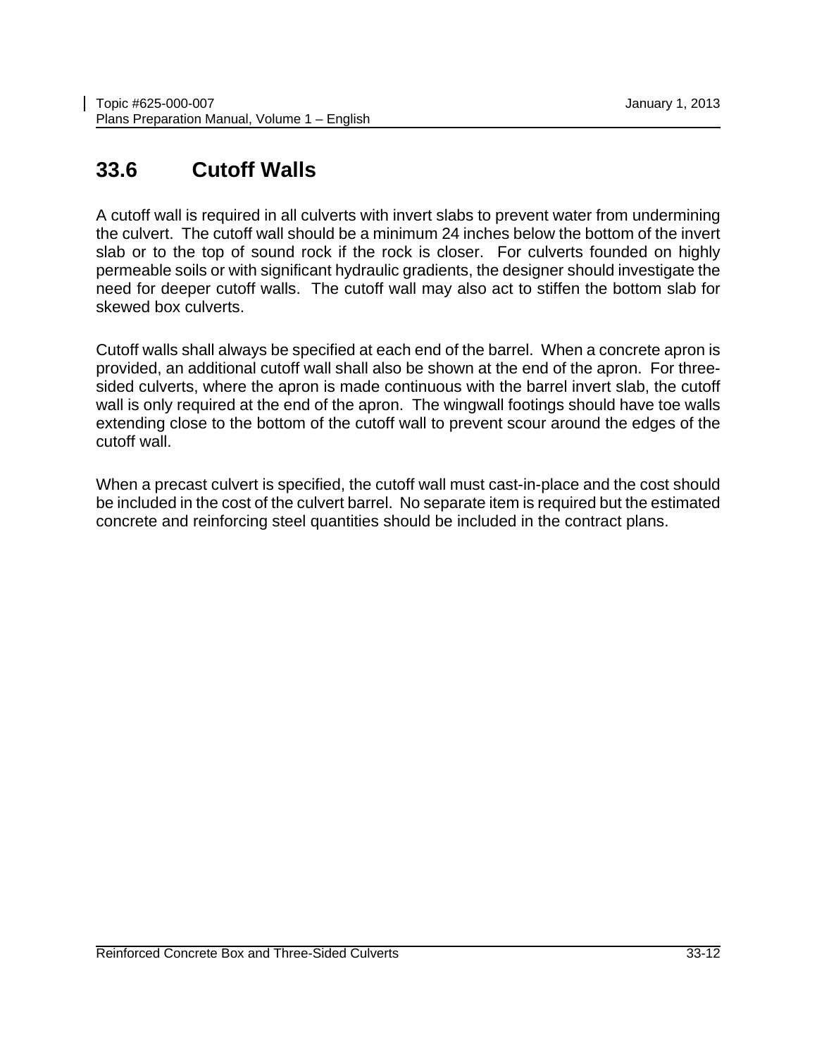## 33.6 Cutoff Walls

A cutoff wall is required in all culverts with invert slabs to prevent water from undermining the culvert. The cutoff wall should be a minimum 24 inches below the bottom of the invert slab or to the top of sound rock if the rock is closer. For culverts founded on highly permeable soils or with significant hydraulic gradients, the designer should investigate the need for deeper cutoff walls. The cutoff wall may also act to stiffen the bottom slab for skewed box culverts.

Cutoff walls shall always be specified at each end of the barrel. When a concrete apron is provided, an additional cutoff wall shall also be shown at the end of the apron. For three-sided culverts, where the apron is made continuous with the barrel invert slab, the cutoff wall is only required at the end of the apron. The wingwall footings should have toe walls extending close to the bottom of the cutoff wall to prevent scour around the edges of the cutoff wall.

When a precast culvert is specified, the cutoff wall must cast-in-place and the cost should be included in the cost of the culvert barrel. No separate item is required but the estimated concrete and reinforcing steel quantities should be included in the contract plans.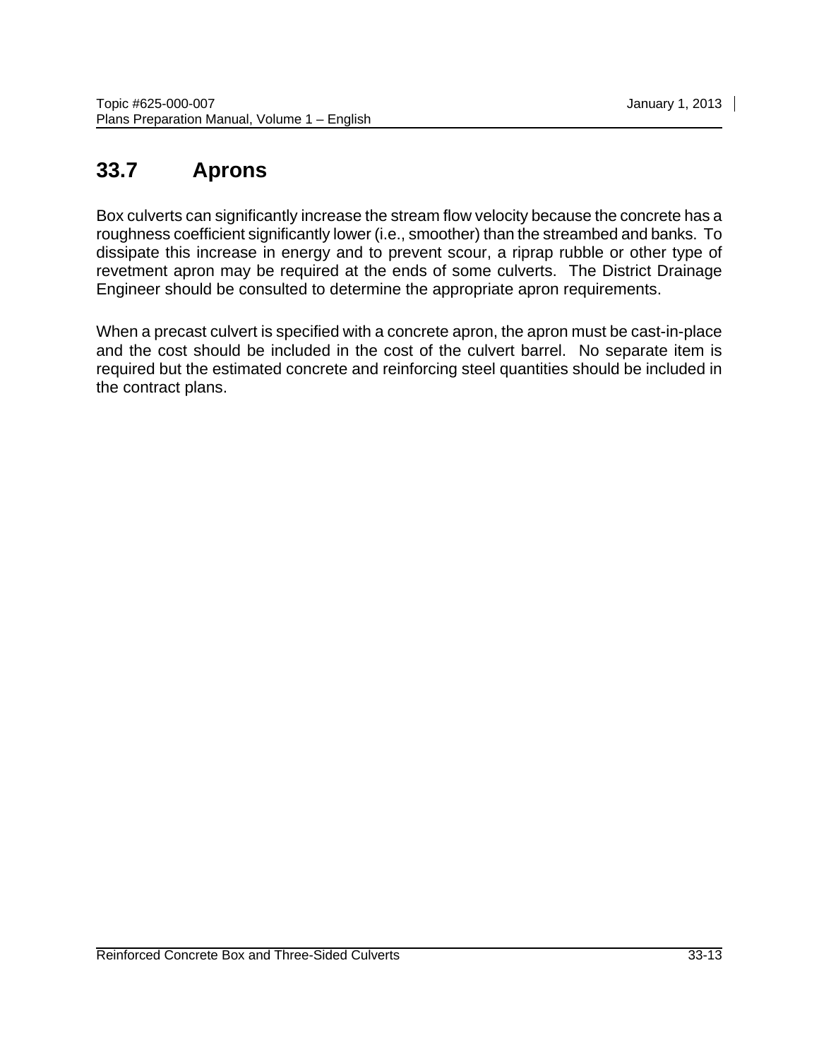## 33.7 Aprons

Box culverts can significantly increase the stream flow velocity because the concrete has a roughness coefficient significantly lower (i.e., smoother) than the streambed and banks. To dissipate this increase in energy and to prevent scour, a riprap rubble or other type of revetment apron may be required at the ends of some culverts. The District Drainage Engineer should be consulted to determine the appropriate apron requirements.

When a precast culvert is specified with a concrete apron, the apron must be cast-in-place and the cost should be included in the cost of the culvert barrel. No separate item is required but the estimated concrete and reinforcing steel quantities should be included in the contract plans.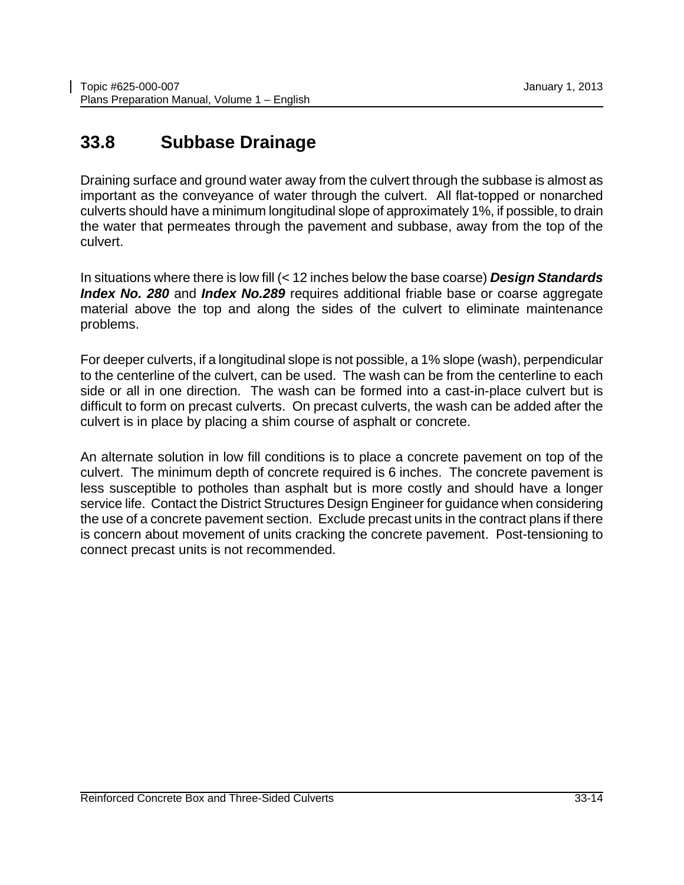## 33.8 Subbase Drainage

Draining surface and ground water away from the culvert through the subbase is almost as important as the conveyance of water through the culvert. All flat-topped or nonarched culverts should have a minimum longitudinal slope of approximately 1%, if possible, to drain the water that permeates through the pavement and subbase, away from the top of the culvert.

In situations where there is low fill (< 12 inches below the base coarse) ***Design Standards Index No. 280*** and ***Index No.289*** requires additional friable base or coarse aggregate material above the top and along the sides of the culvert to eliminate maintenance problems.

For deeper culverts, if a longitudinal slope is not possible, a 1% slope (wash), perpendicular to the centerline of the culvert, can be used. The wash can be from the centerline to each side or all in one direction. The wash can be formed into a cast-in-place culvert but is difficult to form on precast culverts. On precast culverts, the wash can be added after the culvert is in place by placing a shim course of asphalt or concrete.

An alternate solution in low fill conditions is to place a concrete pavement on top of the culvert. The minimum depth of concrete required is 6 inches. The concrete pavement is less susceptible to potholes than asphalt but is more costly and should have a longer service life. Contact the District Structures Design Engineer for guidance when considering the use of a concrete pavement section. Exclude precast units in the contract plans if there is concern about movement of units cracking the concrete pavement. Post-tensioning to connect precast units is not recommended.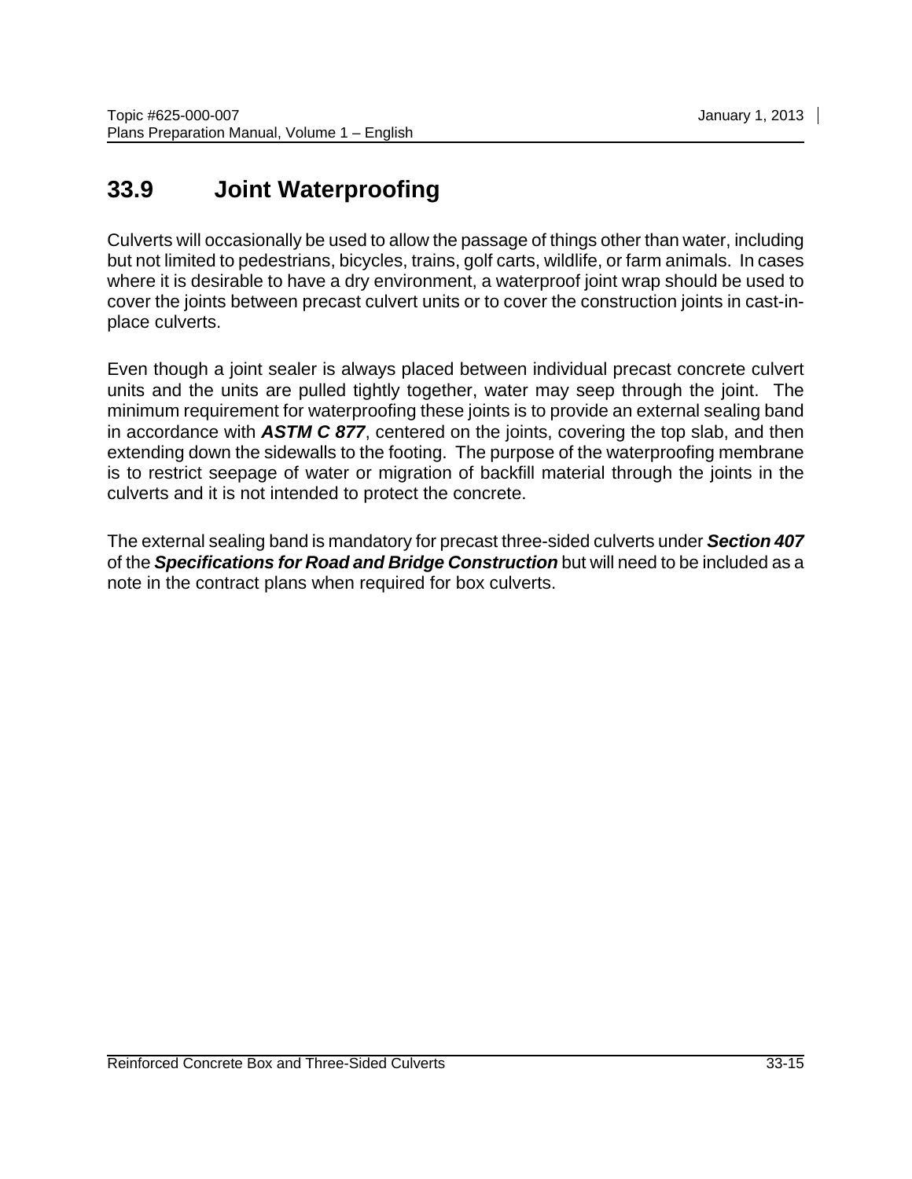## 33.9 Joint Waterproofing

Culverts will occasionally be used to allow the passage of things other than water, including but not limited to pedestrians, bicycles, trains, golf carts, wildlife, or farm animals. In cases where it is desirable to have a dry environment, a waterproof joint wrap should be used to cover the joints between precast culvert units or to cover the construction joints in cast-in-place culverts.

Even though a joint sealer is always placed between individual precast concrete culvert units and the units are pulled tightly together, water may seep through the joint. The minimum requirement for waterproofing these joints is to provide an external sealing band in accordance with ***ASTM C 877***, centered on the joints, covering the top slab, and then extending down the sidewalls to the footing. The purpose of the waterproofing membrane is to restrict seepage of water or migration of backfill material through the joints in the culverts and it is not intended to protect the concrete.

The external sealing band is mandatory for precast three-sided culverts under ***Section 407*** of the ***Specifications for Road and Bridge Construction*** but will need to be included as a note in the contract plans when required for box culverts.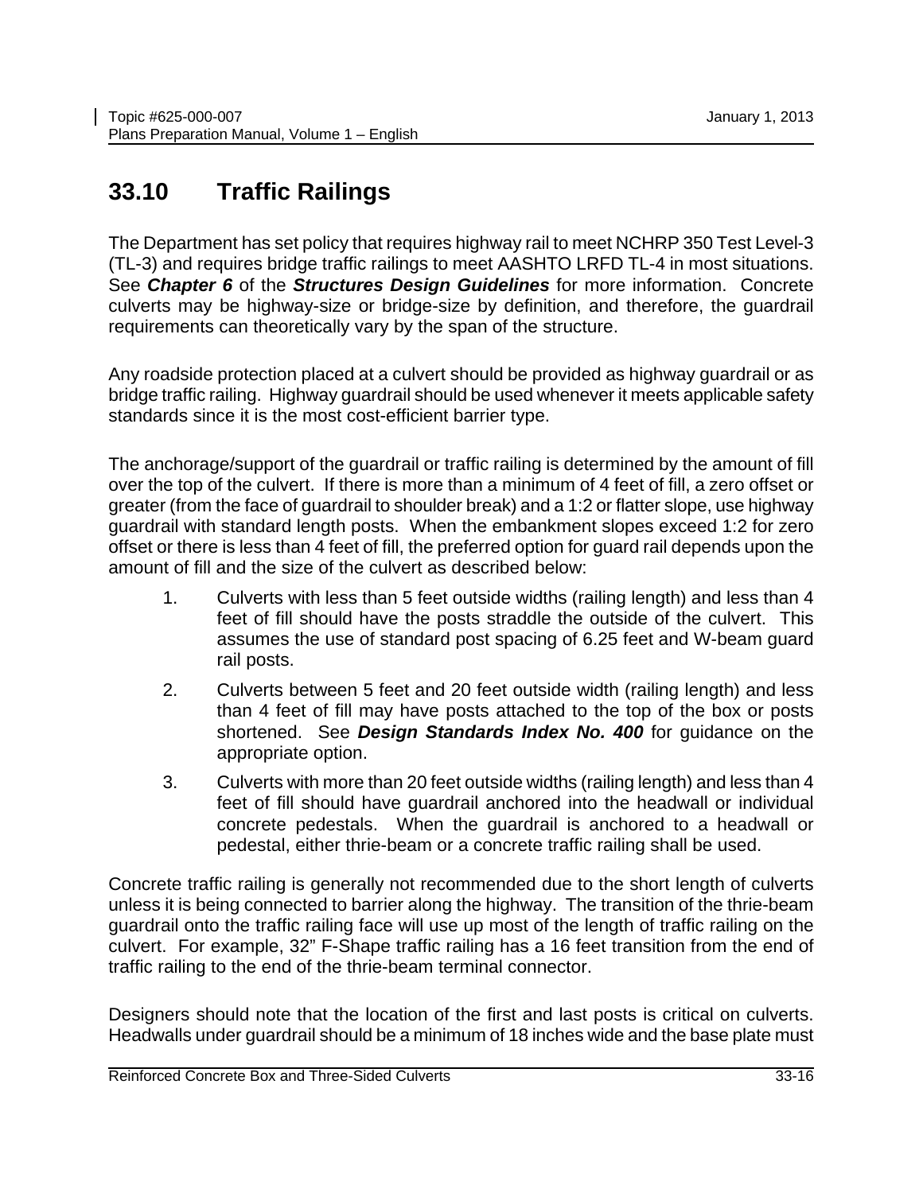# 33.10 Traffic Railings

The Department has set policy that requires highway rail to meet NCHRP 350 Test Level-3 (TL-3) and requires bridge traffic railings to meet AASHTO LRFD TL-4 in most situations. See ***Chapter 6*** of the ***Structures Design Guidelines*** for more information. Concrete culverts may be highway-size or bridge-size by definition, and therefore, the guardrail requirements can theoretically vary by the span of the structure.

Any roadside protection placed at a culvert should be provided as highway guardrail or as bridge traffic railing. Highway guardrail should be used whenever it meets applicable safety standards since it is the most cost-efficient barrier type.

The anchorage/support of the guardrail or traffic railing is determined by the amount of fill over the top of the culvert. If there is more than a minimum of 4 feet of fill, a zero offset or greater (from the face of guardrail to shoulder break) and a 1:2 or flatter slope, use highway guardrail with standard length posts. When the embankment slopes exceed 1:2 for zero offset or there is less than 4 feet of fill, the preferred option for guard rail depends upon the amount of fill and the size of the culvert as described below:

1. Culverts with less than 5 feet outside widths (railing length) and less than 4 feet of fill should have the posts straddle the outside of the culvert. This assumes the use of standard post spacing of 6.25 feet and W-beam guard rail posts.
2. Culverts between 5 feet and 20 feet outside width (railing length) and less than 4 feet of fill may have posts attached to the top of the box or posts shortened. See ***Design Standards Index No. 400*** for guidance on the appropriate option.
3. Culverts with more than 20 feet outside widths (railing length) and less than 4 feet of fill should have guardrail anchored into the headwall or individual concrete pedestals. When the guardrail is anchored to a headwall or pedestal, either thrie-beam or a concrete traffic railing shall be used.

Concrete traffic railing is generally not recommended due to the short length of culverts unless it is being connected to barrier along the highway. The transition of the thrie-beam guardrail onto the traffic railing face will use up most of the length of traffic railing on the culvert. For example, 32" F-Shape traffic railing has a 16 feet transition from the end of traffic railing to the end of the thrie-beam terminal connector.

Designers should note that the location of the first and last posts is critical on culverts. Headwalls under guardrail should be a minimum of 18 inches wide and the base plate must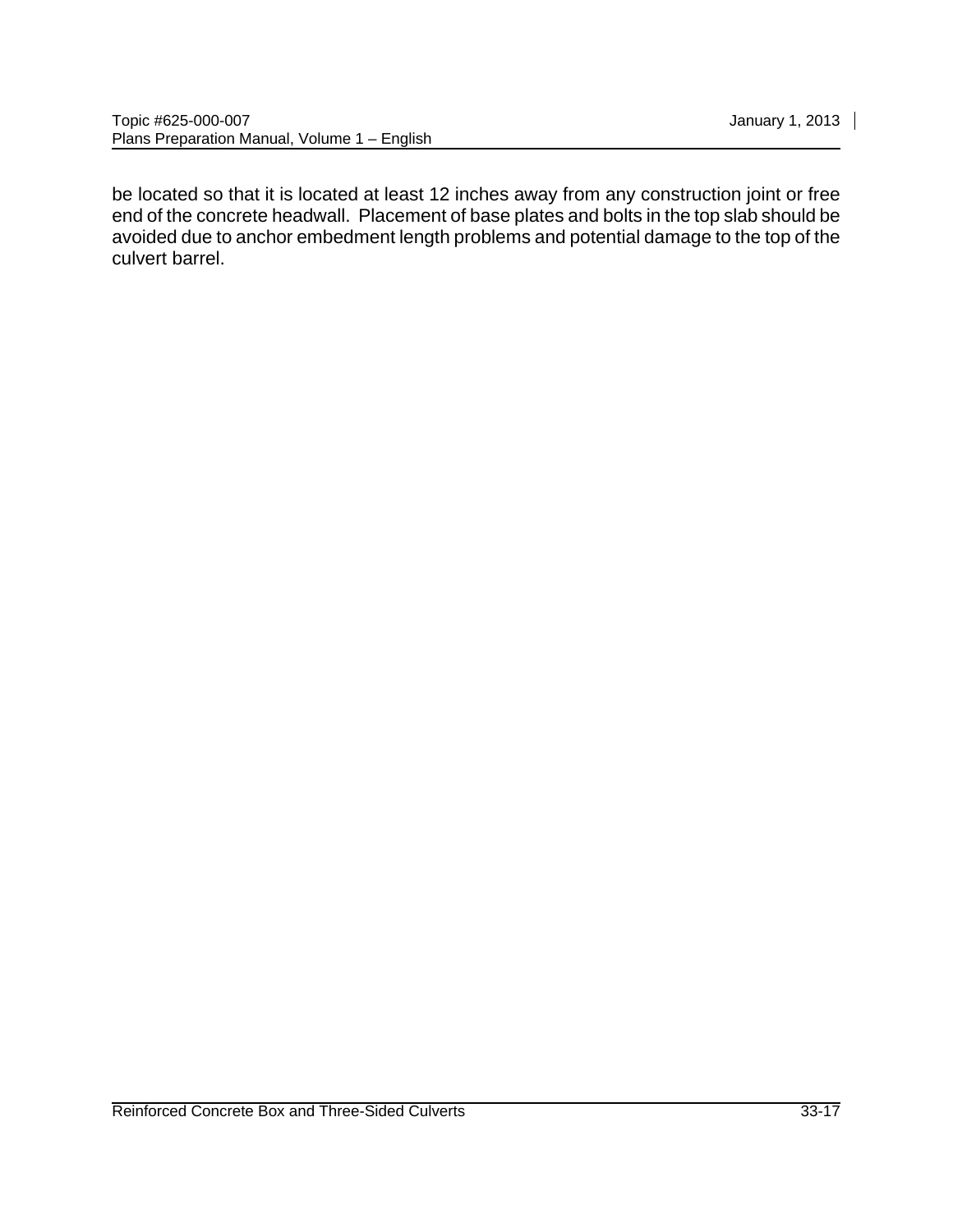be located so that it is located at least 12 inches away from any construction joint or free end of the concrete headwall. Placement of base plates and bolts in the top slab should be avoided due to anchor embedment length problems and potential damage to the top of the culvert barrel.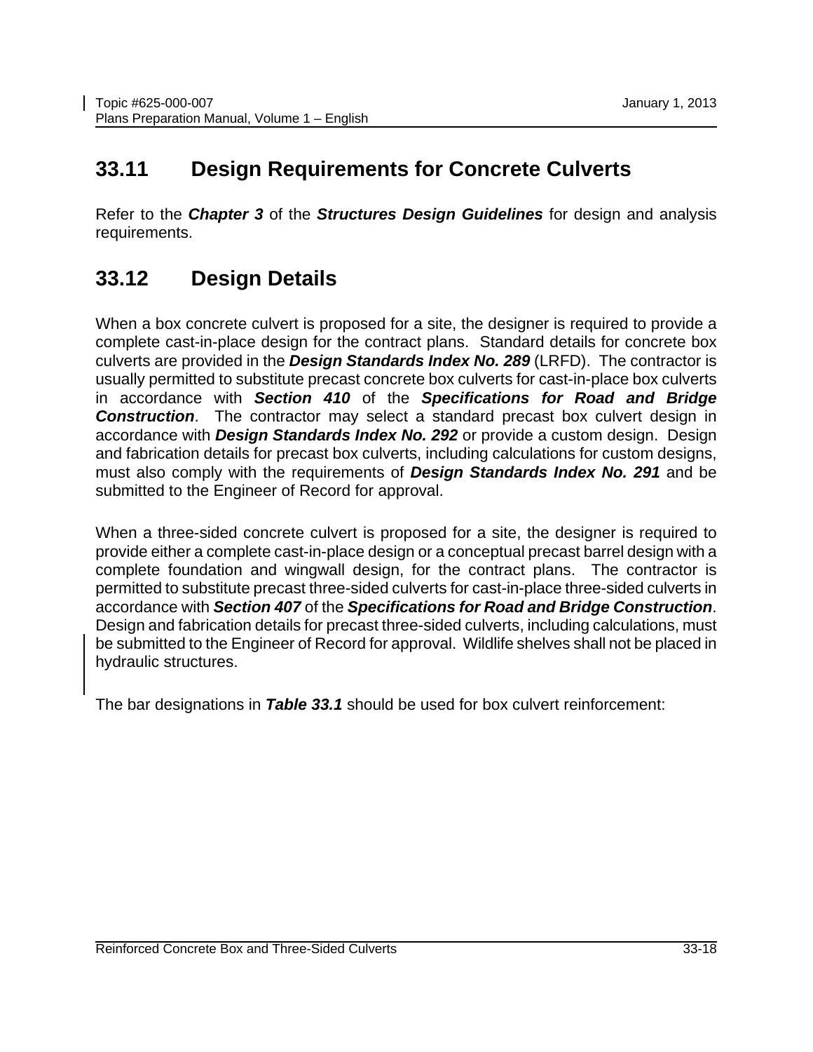## 33.11 Design Requirements for Concrete Culverts

Refer to the ***Chapter 3*** of the ***Structures Design Guidelines*** for design and analysis requirements.

## 33.12 Design Details

When a box concrete culvert is proposed for a site, the designer is required to provide a complete cast-in-place design for the contract plans. Standard details for concrete box culverts are provided in the ***Design Standards Index No. 289*** (LRFD). The contractor is usually permitted to substitute precast concrete box culverts for cast-in-place box culverts in accordance with ***Section 410*** of the ***Specifications for Road and Bridge Construction***. The contractor may select a standard precast box culvert design in accordance with ***Design Standards Index No. 292*** or provide a custom design. Design and fabrication details for precast box culverts, including calculations for custom designs, must also comply with the requirements of ***Design Standards Index No. 291*** and be submitted to the Engineer of Record for approval.

When a three-sided concrete culvert is proposed for a site, the designer is required to provide either a complete cast-in-place design or a conceptual precast barrel design with a complete foundation and wingwall design, for the contract plans. The contractor is permitted to substitute precast three-sided culverts for cast-in-place three-sided culverts in accordance with ***Section 407*** of the ***Specifications for Road and Bridge Construction***. Design and fabrication details for precast three-sided culverts, including calculations, must be submitted to the Engineer of Record for approval. Wildlife shelves shall not be placed in hydraulic structures.

The bar designations in ***Table 33.1*** should be used for box culvert reinforcement: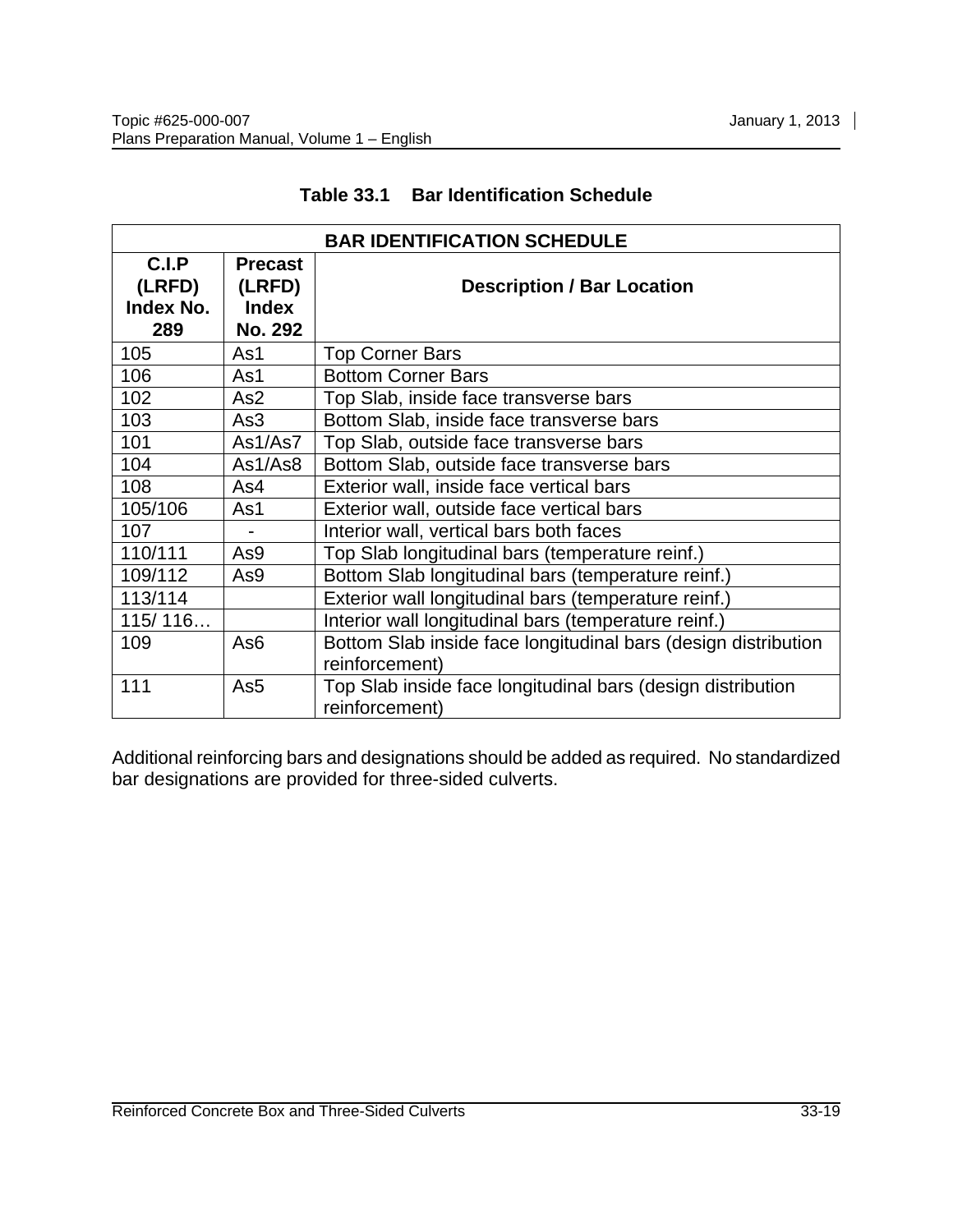**Table 33.1 Bar Identification Schedule**

| BAR IDENTIFICATION SCHEDULE | | |
|---|---|---|
| **C.I.P (LRFD) Index No. 289** | **Precast (LRFD) Index No. 292** | **Description / Bar Location** |
| 105 | As1 | Top Corner Bars |
| 106 | As1 | Bottom Corner Bars |
| 102 | As2 | Top Slab, inside face transverse bars |
| 103 | As3 | Bottom Slab, inside face transverse bars |
| 101 | As1/As7 | Top Slab, outside face transverse bars |
| 104 | As1/As8 | Bottom Slab, outside face transverse bars |
| 108 | As4 | Exterior wall, inside face vertical bars |
| 105/106 | As1 | Exterior wall, outside face vertical bars |
| 107 | - | Interior wall, vertical bars both faces |
| 110/111 | As9 | Top Slab longitudinal bars (temperature reinf.) |
| 109/112 | As9 | Bottom Slab longitudinal bars (temperature reinf.) |
| 113/114 | | Exterior wall longitudinal bars (temperature reinf.) |
| 115/ 116… | | Interior wall longitudinal bars (temperature reinf.) |
| 109 | As6 | Bottom Slab inside face longitudinal bars (design distribution reinforcement) |
| 111 | As5 | Top Slab inside face longitudinal bars (design distribution reinforcement) |

Additional reinforcing bars and designations should be added as required. No standardized bar designations are provided for three-sided culverts.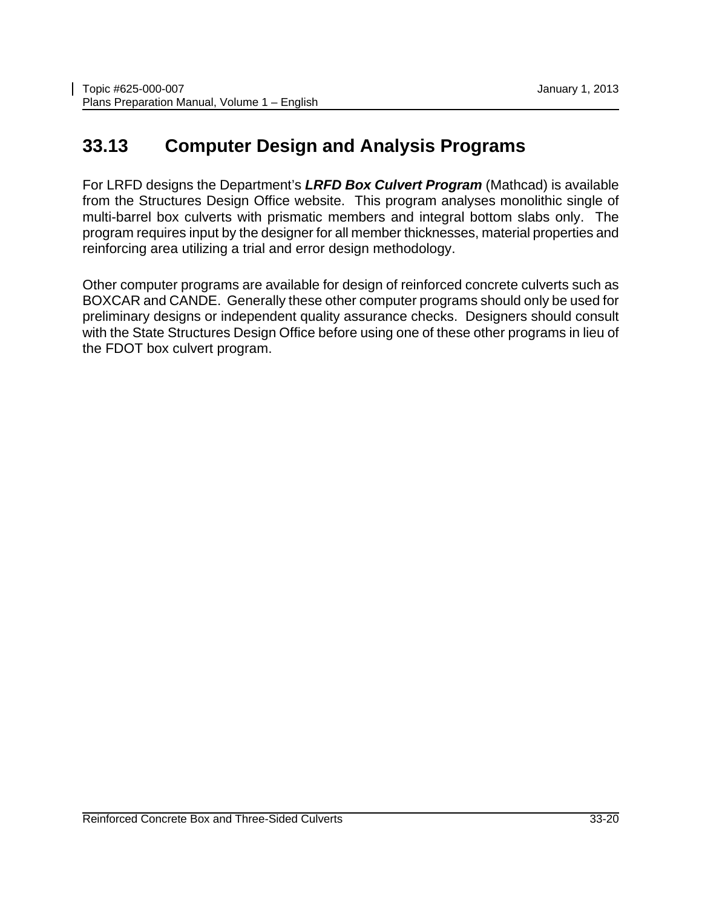## 33.13 Computer Design and Analysis Programs

For LRFD designs the Department's ***LRFD Box Culvert Program*** (Mathcad) is available from the Structures Design Office website. This program analyses monolithic single of multi-barrel box culverts with prismatic members and integral bottom slabs only. The program requires input by the designer for all member thicknesses, material properties and reinforcing area utilizing a trial and error design methodology.

Other computer programs are available for design of reinforced concrete culverts such as BOXCAR and CANDE. Generally these other computer programs should only be used for preliminary designs or independent quality assurance checks. Designers should consult with the State Structures Design Office before using one of these other programs in lieu of the FDOT box culvert program.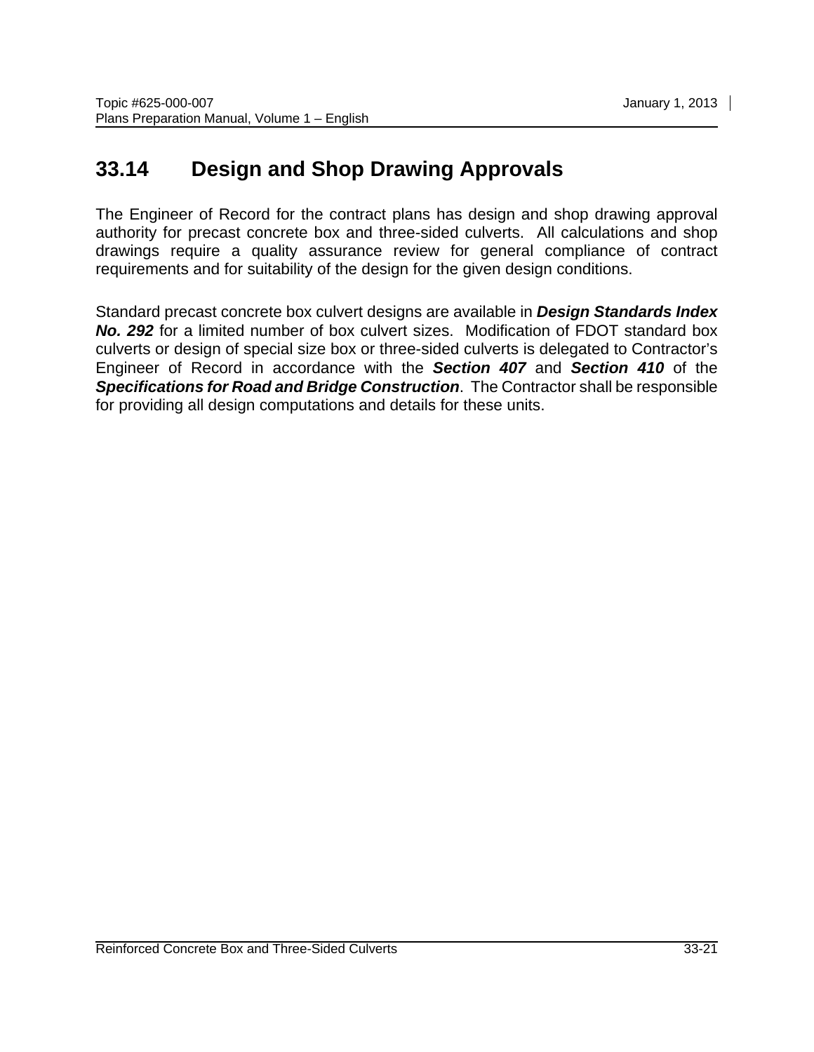## 33.14 Design and Shop Drawing Approvals

The Engineer of Record for the contract plans has design and shop drawing approval authority for precast concrete box and three-sided culverts. All calculations and shop drawings require a quality assurance review for general compliance of contract requirements and for suitability of the design for the given design conditions.

Standard precast concrete box culvert designs are available in ***Design Standards Index No. 292*** for a limited number of box culvert sizes. Modification of FDOT standard box culverts or design of special size box or three-sided culverts is delegated to Contractor's Engineer of Record in accordance with the ***Section 407*** and ***Section 410*** of the ***Specifications for Road and Bridge Construction***. The Contractor shall be responsible for providing all design computations and details for these units.